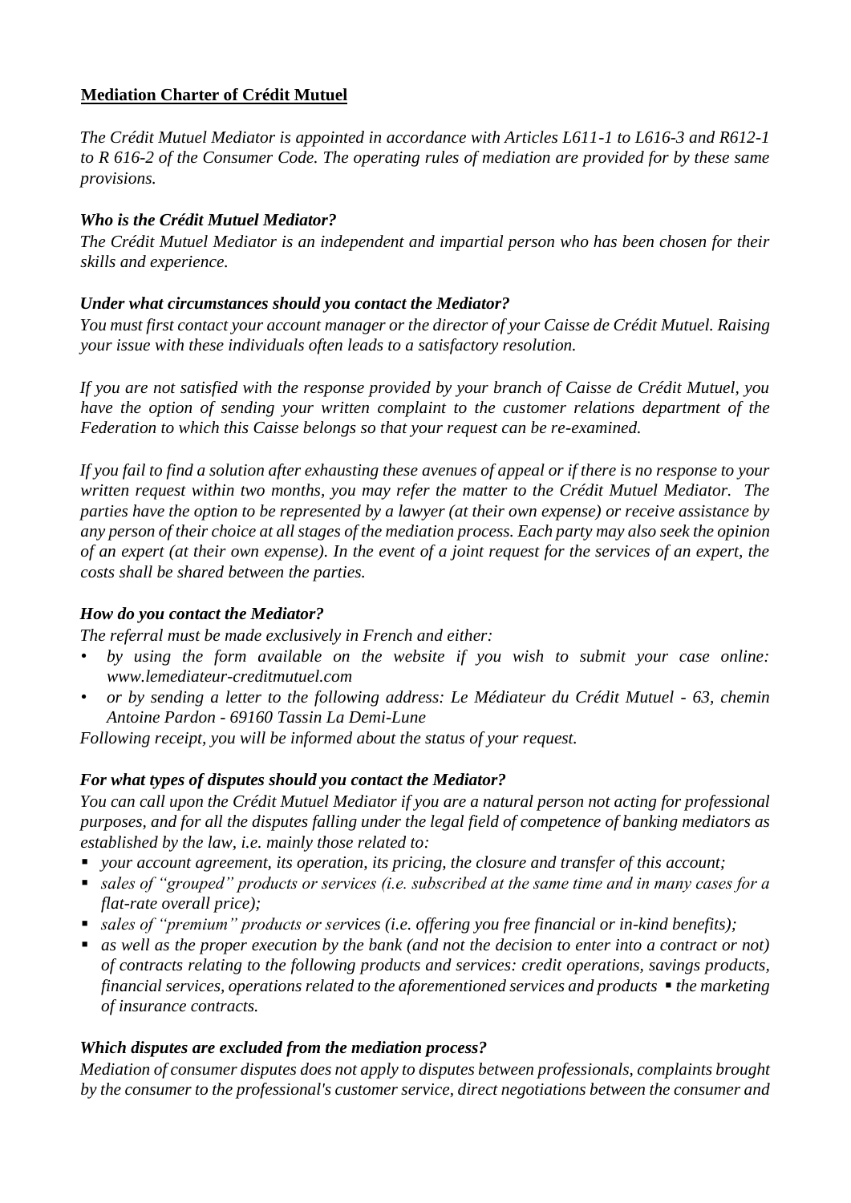**Mediation Charter of Crédit Mutuel**

*The Crédit Mutuel Mediator is appointed in accordance with Articles L611-1 to L616-3 and R612-1 to R 616-2 of the Consumer Code. The operating rules of mediation are provided for by these same provisions.*

***Who is the Crédit Mutuel Mediator?***

*The Crédit Mutuel Mediator is an independent and impartial person who has been chosen for their skills and experience.*

***Under what circumstances should you contact the Mediator?***

*You must first contact your account manager or the director of your Caisse de Crédit Mutuel. Raising your issue with these individuals often leads to a satisfactory resolution.*

*If you are not satisfied with the response provided by your branch of Caisse de Crédit Mutuel, you have the option of sending your written complaint to the customer relations department of the Federation to which this Caisse belongs so that your request can be re-examined.*

*If you fail to find a solution after exhausting these avenues of appeal or if there is no response to your written request within two months, you may refer the matter to the Crédit Mutuel Mediator. The parties have the option to be represented by a lawyer (at their own expense) or receive assistance by any person of their choice at all stages of the mediation process. Each party may also seek the opinion of an expert (at their own expense). In the event of a joint request for the services of an expert, the costs shall be shared between the parties.*

***How do you contact the Mediator?***

*The referral must be made exclusively in French and either:*

- *by using the form available on the website if you wish to submit your case online: www.lemediateur-creditmutuel.com*
- *or by sending a letter to the following address: Le Médiateur du Crédit Mutuel - 63, chemin Antoine Pardon - 69160 Tassin La Demi-Lune*

*Following receipt, you will be informed about the status of your request.*

***For what types of disputes should you contact the Mediator?***

*You can call upon the Crédit Mutuel Mediator if you are a natural person not acting for professional purposes, and for all the disputes falling under the legal field of competence of banking mediators as established by the law, i.e. mainly those related to:*

- *your account agreement, its operation, its pricing, the closure and transfer of this account;*
- *sales of "grouped" products or services (i.e. subscribed at the same time and in many cases for a flat-rate overall price);*
- *sales of "premium" products or services (i.e. offering you free financial or in-kind benefits);*
- *as well as the proper execution by the bank (and not the decision to enter into a contract or not) of contracts relating to the following products and services: credit operations, savings products, financial services, operations related to the aforementioned services and products ▪ the marketing of insurance contracts.*

***Which disputes are excluded from the mediation process?***

*Mediation of consumer disputes does not apply to disputes between professionals, complaints brought by the consumer to the professional's customer service, direct negotiations between the consumer and*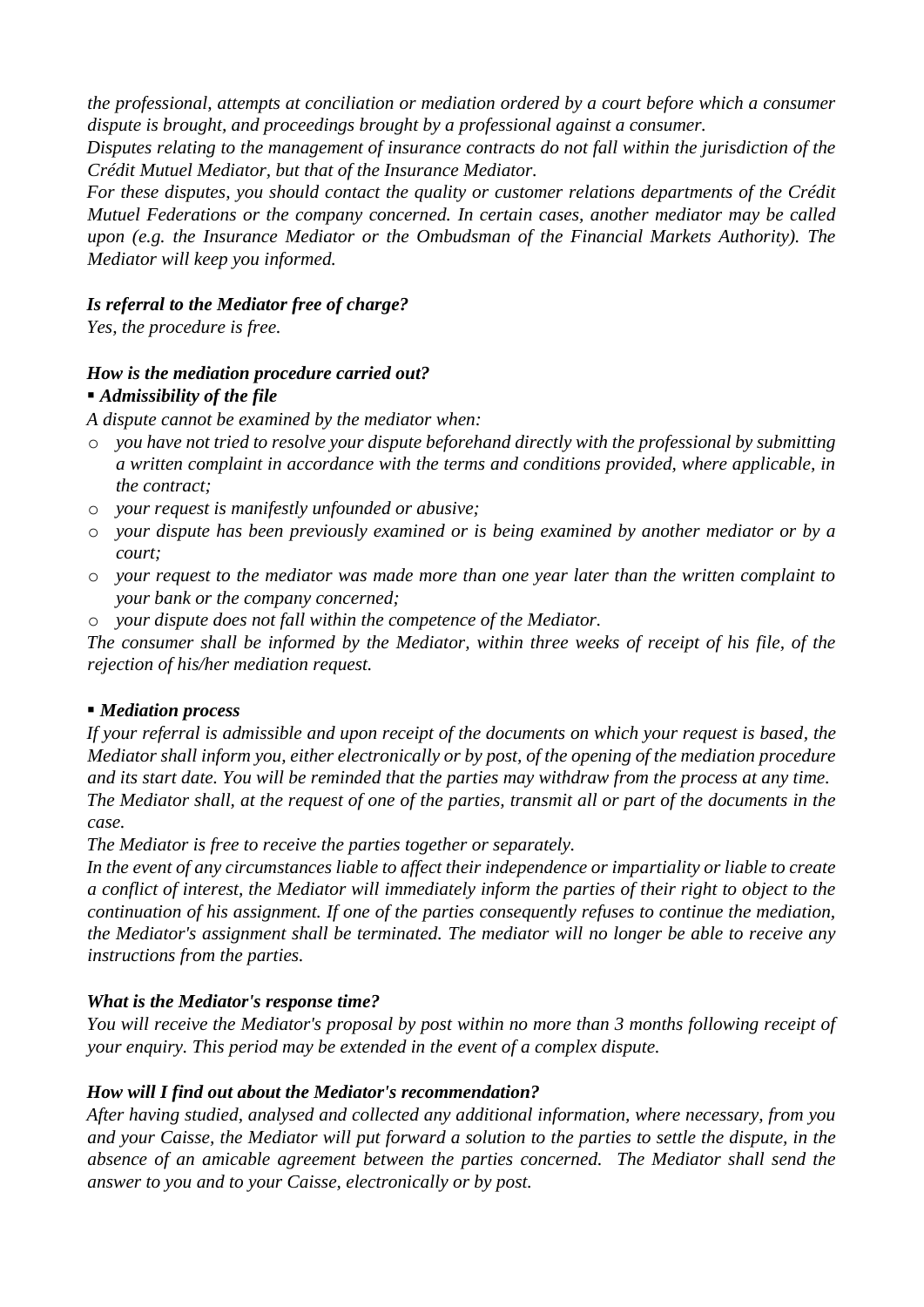*the professional, attempts at conciliation or mediation ordered by a court before which a consumer dispute is brought, and proceedings brought by a professional against a consumer.*

*Disputes relating to the management of insurance contracts do not fall within the jurisdiction of the Crédit Mutuel Mediator, but that of the Insurance Mediator.*

*For these disputes, you should contact the quality or customer relations departments of the Crédit Mutuel Federations or the company concerned. In certain cases, another mediator may be called upon (e.g. the Insurance Mediator or the Ombudsman of the Financial Markets Authority). The Mediator will keep you informed.*

***Is referral to the Mediator free of charge?***

*Yes, the procedure is free.*

***How is the mediation procedure carried out?***

- ***Admissibility of the file***

*A dispute cannot be examined by the mediator when:*

- *you have not tried to resolve your dispute beforehand directly with the professional by submitting a written complaint in accordance with the terms and conditions provided, where applicable, in the contract;*
- *your request is manifestly unfounded or abusive;*
- *your dispute has been previously examined or is being examined by another mediator or by a court;*
- *your request to the mediator was made more than one year later than the written complaint to your bank or the company concerned;*
- *your dispute does not fall within the competence of the Mediator.*

*The consumer shall be informed by the Mediator, within three weeks of receipt of his file, of the rejection of his/her mediation request.*

- ***Mediation process***

*If your referral is admissible and upon receipt of the documents on which your request is based, the Mediator shall inform you, either electronically or by post, of the opening of the mediation procedure and its start date. You will be reminded that the parties may withdraw from the process at any time.*

*The Mediator shall, at the request of one of the parties, transmit all or part of the documents in the case.*

*The Mediator is free to receive the parties together or separately.*

*In the event of any circumstances liable to affect their independence or impartiality or liable to create a conflict of interest, the Mediator will immediately inform the parties of their right to object to the continuation of his assignment. If one of the parties consequently refuses to continue the mediation, the Mediator's assignment shall be terminated. The mediator will no longer be able to receive any instructions from the parties.*

***What is the Mediator's response time?***

*You will receive the Mediator's proposal by post within no more than 3 months following receipt of your enquiry. This period may be extended in the event of a complex dispute.*

***How will I find out about the Mediator's recommendation?***

*After having studied, analysed and collected any additional information, where necessary, from you and your Caisse, the Mediator will put forward a solution to the parties to settle the dispute, in the absence of an amicable agreement between the parties concerned. The Mediator shall send the answer to you and to your Caisse, electronically or by post.*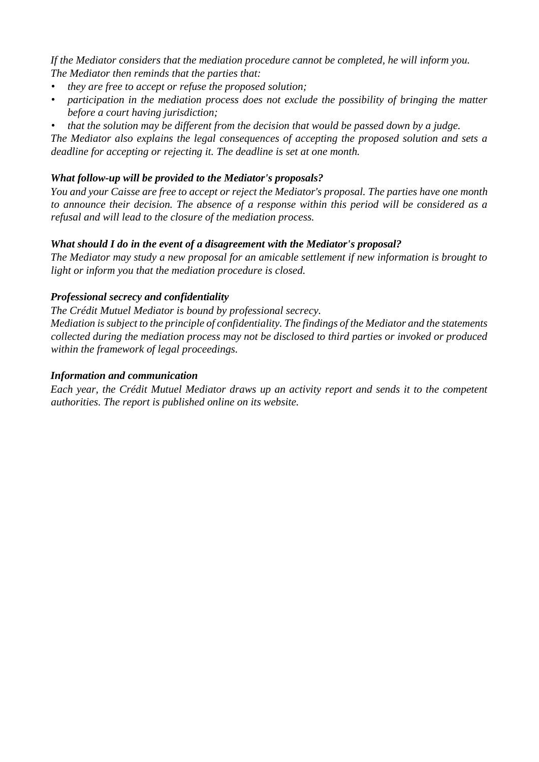*If the Mediator considers that the mediation procedure cannot be completed, he will inform you. The Mediator then reminds that the parties that:*

- *they are free to accept or refuse the proposed solution;*
- *participation in the mediation process does not exclude the possibility of bringing the matter before a court having jurisdiction;*
- *that the solution may be different from the decision that would be passed down by a judge.*

*The Mediator also explains the legal consequences of accepting the proposed solution and sets a deadline for accepting or rejecting it. The deadline is set at one month.*

***What follow-up will be provided to the Mediator's proposals?***

*You and your Caisse are free to accept or reject the Mediator's proposal. The parties have one month to announce their decision. The absence of a response within this period will be considered as a refusal and will lead to the closure of the mediation process.*

***What should I do in the event of a disagreement with the Mediator's proposal?***

*The Mediator may study a new proposal for an amicable settlement if new information is brought to light or inform you that the mediation procedure is closed.*

***Professional secrecy and confidentiality***

*The Crédit Mutuel Mediator is bound by professional secrecy.*

*Mediation is subject to the principle of confidentiality. The findings of the Mediator and the statements collected during the mediation process may not be disclosed to third parties or invoked or produced within the framework of legal proceedings.*

***Information and communication***

*Each year, the Crédit Mutuel Mediator draws up an activity report and sends it to the competent authorities. The report is published online on its website.*